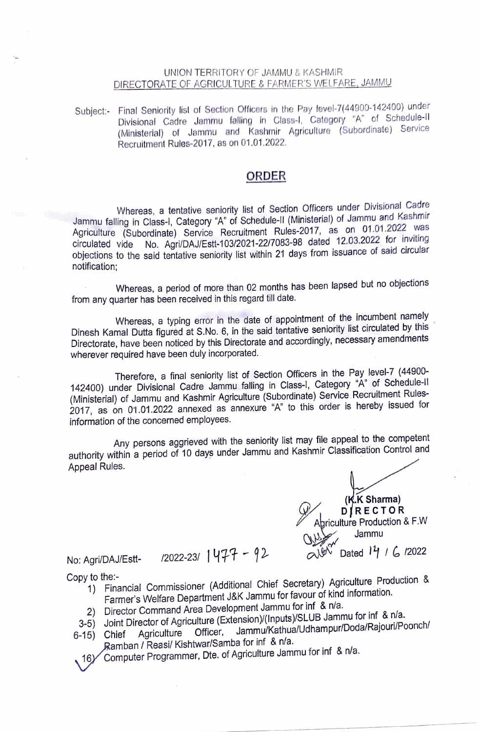UNION TERRITORY OF JAMMU & KASHMIR

DIRECTORATE OF AGRICULTURE & FARMER'S WELFARE, JAMMU

Subject:- Final Seniority list of Section Officers in the Pay level-7(44900-142400) under Divisional Cadre Jammu falling in Class-I, Category "A" of Schedule-II (Ministerial) of Jammu and Kashmir Agriculture (Subordinate) Service Recruitment Rules-2017, as on 01.01.2022.

## ORDER

Whereas, a tentative seniority list of Section Officers under Divisional Cadre Jammu falling in Class-I, Category "A" of Schedule-II (Ministerial) of Jammu and Kashmir Agriculture (Subordinate) Service Recruitment Rules-2017, as on 01.01.2022 was circulated vide No. Agri/DAJ/Estt-103/2021-22/7083-98 dated 12.03.2022 for inviting objections to the said tentative seniority list within 21 days from issuance of said circular notification;

Whereas, a period of more than 02 months has been lapsed but no objections from any quarter has been received in this regard till date.

Whereas, a typing error in the date of appointment of the incumbent namely Dinesh Kamal Dutta figured at S.No. 6, in the said tentative seniority list circulated by this Directorate, have been noticed by this Directorate and accordingly, necessary amendments wherever required have been duly incorporated.

Therefore, a final seniority list of Section Officers in the Pay level-7 (44900-142400) under Divisional Cadre Jammu falling in Class-I, Category "A" of Schedule-II (Ministerial) of Jammu and Kashmir Agriculture (Subordinate) Service Recruitment Rules-2017, as on 01.01.2022 annexed as annexure "A" to this order is hereby issued for information of the concerned employees.

Any persons aggrieved with the seniority list may file appeal to the competent authority within a period of 10 days under Jammu and Kashmir Classification Control and Appeal Rules.

**(K.K Sharma)**
**DIRECTOR**
Agriculture Production & F.W
Jammu

No: Agri/DAJ/Estt- /2022-23/ 1477 - 92 Dated 14 / 6 /2022

Copy to the:-

1) Financial Commissioner (Additional Chief Secretary) Agriculture Production & Farmer's Welfare Department J&K Jammu for favour of kind information.
2) Director Command Area Development Jammu for inf & n/a.
3-5) Joint Director of Agriculture (Extension)/(Inputs)/SLUB Jammu for inf & n/a.
6-15) Chief Agriculture Officer, Jammu/Kathua/Udhampur/Doda/Rajouri/Poonch/ Ramban / Reasi/ Kishtwar/Samba for inf & n/a.
16) Computer Programmer, Dte. of Agriculture Jammu for inf & n/a.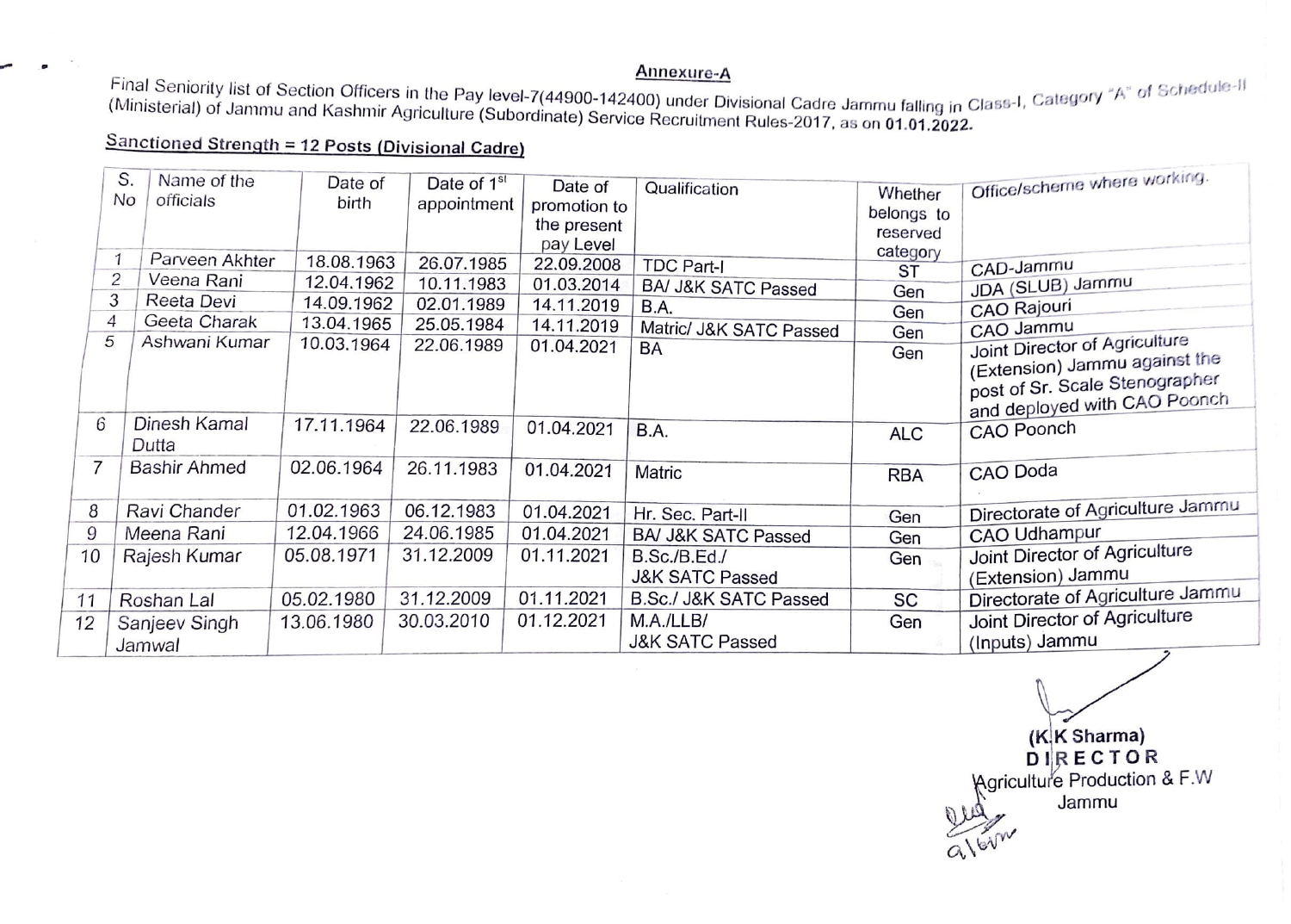**Annexure-A**

Final Seniority list of Section Officers in the Pay level-7(44900-142400) under Divisional Cadre Jammu falling in Class-I, Category "A" of Schedule-II (Ministerial) of Jammu and Kashmir Agriculture (Subordinate) Service Recruitment Rules-2017, as on **01.01.2022.**

**Sanctioned Strength = 12 Posts (Divisional Cadre)**

| S. No | Name of the officials | Date of birth | Date of 1st appointment | Date of promotion to the present pay Level | Qualification | Whether belongs to reserved category | Office/scheme where working. |
|---|---|---|---|---|---|---|---|
| 1 | Parveen Akhter | 18.08.1963 | 26.07.1985 | 22.09.2008 | TDC Part-I | ST | CAD-Jammu |
| 2 | Veena Rani | 12.04.1962 | 10.11.1983 | 01.03.2014 | BA/ J&K SATC Passed | Gen | JDA (SLUB) Jammu |
| 3 | Reeta Devi | 14.09.1962 | 02.01.1989 | 14.11.2019 | B.A. | Gen | CAO Rajouri |
| 4 | Geeta Charak | 13.04.1965 | 25.05.1984 | 14.11.2019 | Matric/ J&K SATC Passed | Gen | CAO Jammu |
| 5 | Ashwani Kumar | 10.03.1964 | 22.06.1989 | 01.04.2021 | BA | Gen | Joint Director of Agriculture (Extension) Jammu against the post of Sr. Scale Stenographer and deployed with CAO Poonch |
| 6 | Dinesh Kamal Dutta | 17.11.1964 | 22.06.1989 | 01.04.2021 | B.A. | ALC | CAO Poonch |
| 7 | Bashir Ahmed | 02.06.1964 | 26.11.1983 | 01.04.2021 | Matric | RBA | CAO Doda |
| 8 | Ravi Chander | 01.02.1963 | 06.12.1983 | 01.04.2021 | Hr. Sec. Part-II | Gen | Directorate of Agriculture Jammu |
| 9 | Meena Rani | 12.04.1966 | 24.06.1985 | 01.04.2021 | BA/ J&K SATC Passed | Gen | CAO Udhampur |
| 10 | Rajesh Kumar | 05.08.1971 | 31.12.2009 | 01.11.2021 | B.Sc./B.Ed./ J&K SATC Passed | Gen | Joint Director of Agriculture (Extension) Jammu |
| 11 | Roshan Lal | 05.02.1980 | 31.12.2009 | 01.11.2021 | B.Sc./ J&K SATC Passed | SC | Directorate of Agriculture Jammu |
| 12 | Sanjeev Singh Jamwal | 13.06.1980 | 30.03.2010 | 01.12.2021 | M.A./LLB/ J&K SATC Passed | Gen | Joint Director of Agriculture (Inputs) Jammu |

**(K.K Sharma)**
**DIRECTOR**
Agriculture Production & F.W
Jammu